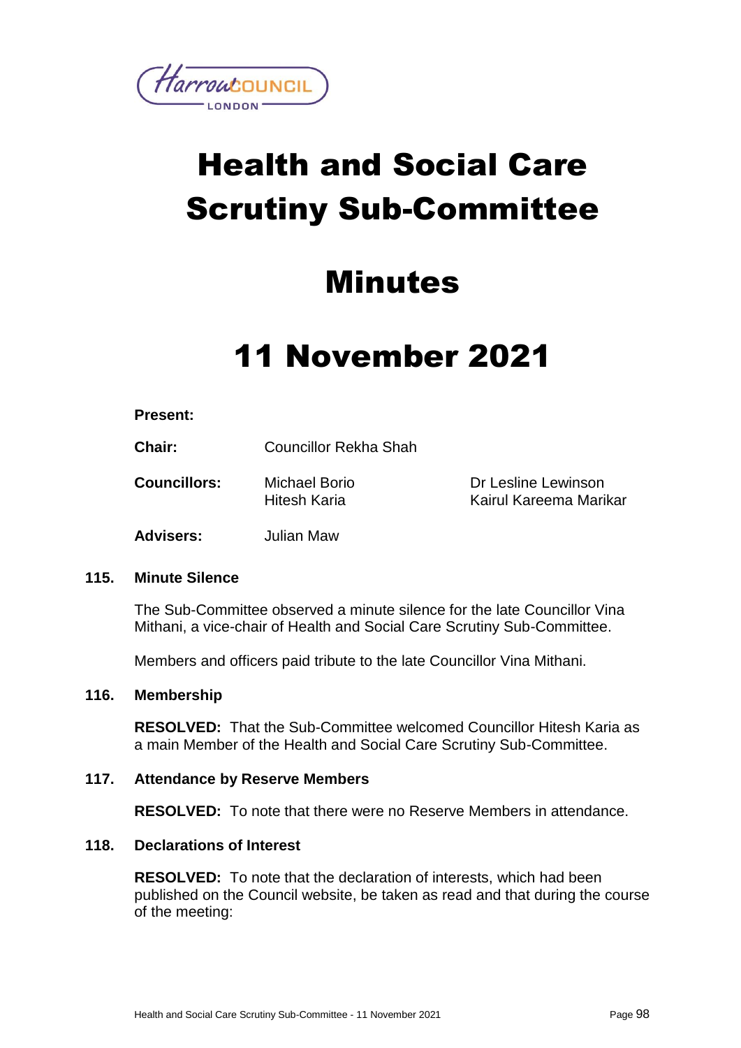# Health and Social Care Scrutiny Sub-Committee

# Minutes

# 11 November 2021

**Present:**

| | | |
|---|---|---|
| **Chair:** | Councillor Rekha Shah | |
| **Councillors:** | Michael Borio<br>Hitesh Karia | Dr Lesline Lewinson<br>Kairul Kareema Marikar |
| **Advisers:** | Julian Maw | |

**115. Minute Silence**

The Sub-Committee observed a minute silence for the late Councillor Vina Mithani, a vice-chair of Health and Social Care Scrutiny Sub-Committee.

Members and officers paid tribute to the late Councillor Vina Mithani.

**116. Membership**

**RESOLVED:** That the Sub-Committee welcomed Councillor Hitesh Karia as a main Member of the Health and Social Care Scrutiny Sub-Committee.

**117. Attendance by Reserve Members**

**RESOLVED:** To note that there were no Reserve Members in attendance.

**118. Declarations of Interest**

**RESOLVED:** To note that the declaration of interests, which had been published on the Council website, be taken as read and that during the course of the meeting: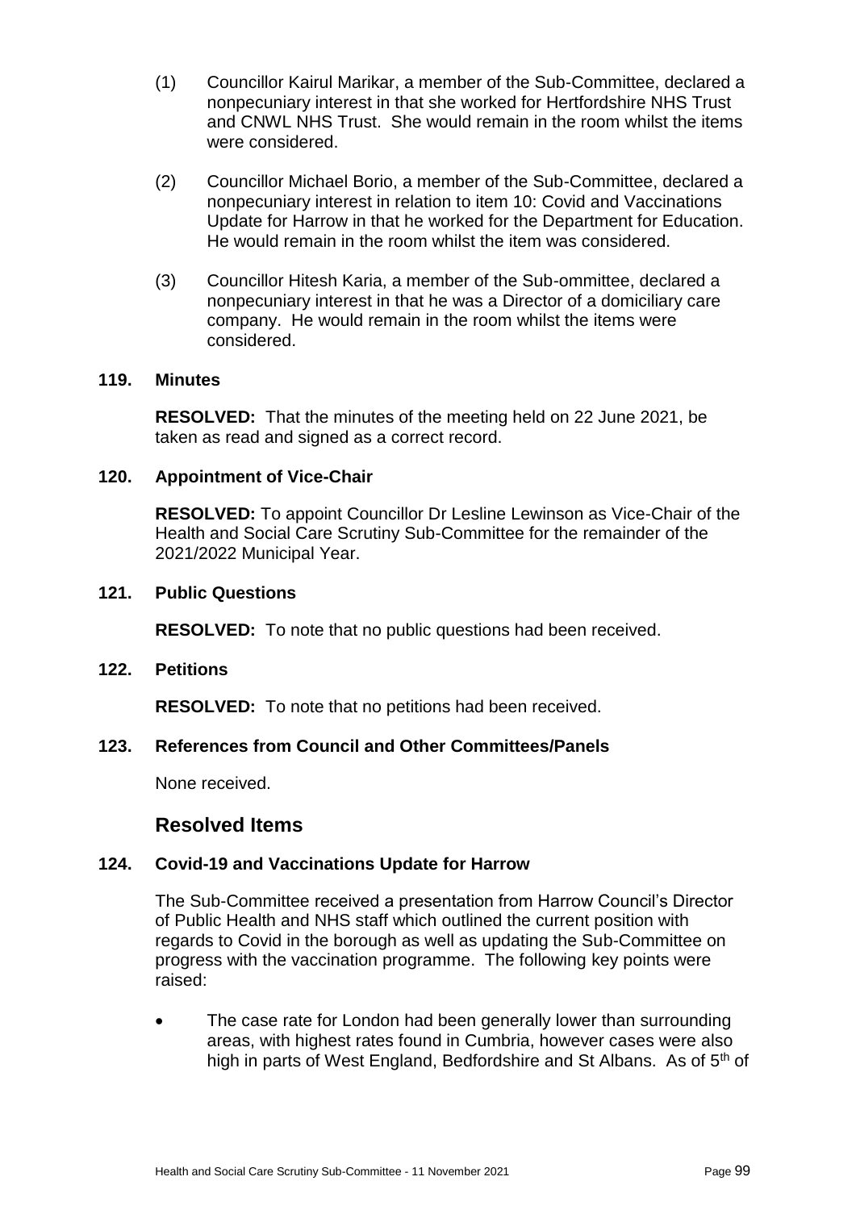(1) Councillor Kairul Marikar, a member of the Sub-Committee, declared a nonpecuniary interest in that she worked for Hertfordshire NHS Trust and CNWL NHS Trust. She would remain in the room whilst the items were considered.

(2) Councillor Michael Borio, a member of the Sub-Committee, declared a nonpecuniary interest in relation to item 10: Covid and Vaccinations Update for Harrow in that he worked for the Department for Education. He would remain in the room whilst the item was considered.

(3) Councillor Hitesh Karia, a member of the Sub-ommittee, declared a nonpecuniary interest in that he was a Director of a domiciliary care company. He would remain in the room whilst the items were considered.

### 119. Minutes

**RESOLVED:** That the minutes of the meeting held on 22 June 2021, be taken as read and signed as a correct record.

### 120. Appointment of Vice-Chair

**RESOLVED:** To appoint Councillor Dr Lesline Lewinson as Vice-Chair of the Health and Social Care Scrutiny Sub-Committee for the remainder of the 2021/2022 Municipal Year.

### 121. Public Questions

**RESOLVED:** To note that no public questions had been received.

### 122. Petitions

**RESOLVED:** To note that no petitions had been received.

### 123. References from Council and Other Committees/Panels

None received.

## Resolved Items

### 124. Covid-19 and Vaccinations Update for Harrow

The Sub-Committee received a presentation from Harrow Council's Director of Public Health and NHS staff which outlined the current position with regards to Covid in the borough as well as updating the Sub-Committee on progress with the vaccination programme. The following key points were raised:

- The case rate for London had been generally lower than surrounding areas, with highest rates found in Cumbria, however cases were also high in parts of West England, Bedfordshire and St Albans. As of 5th of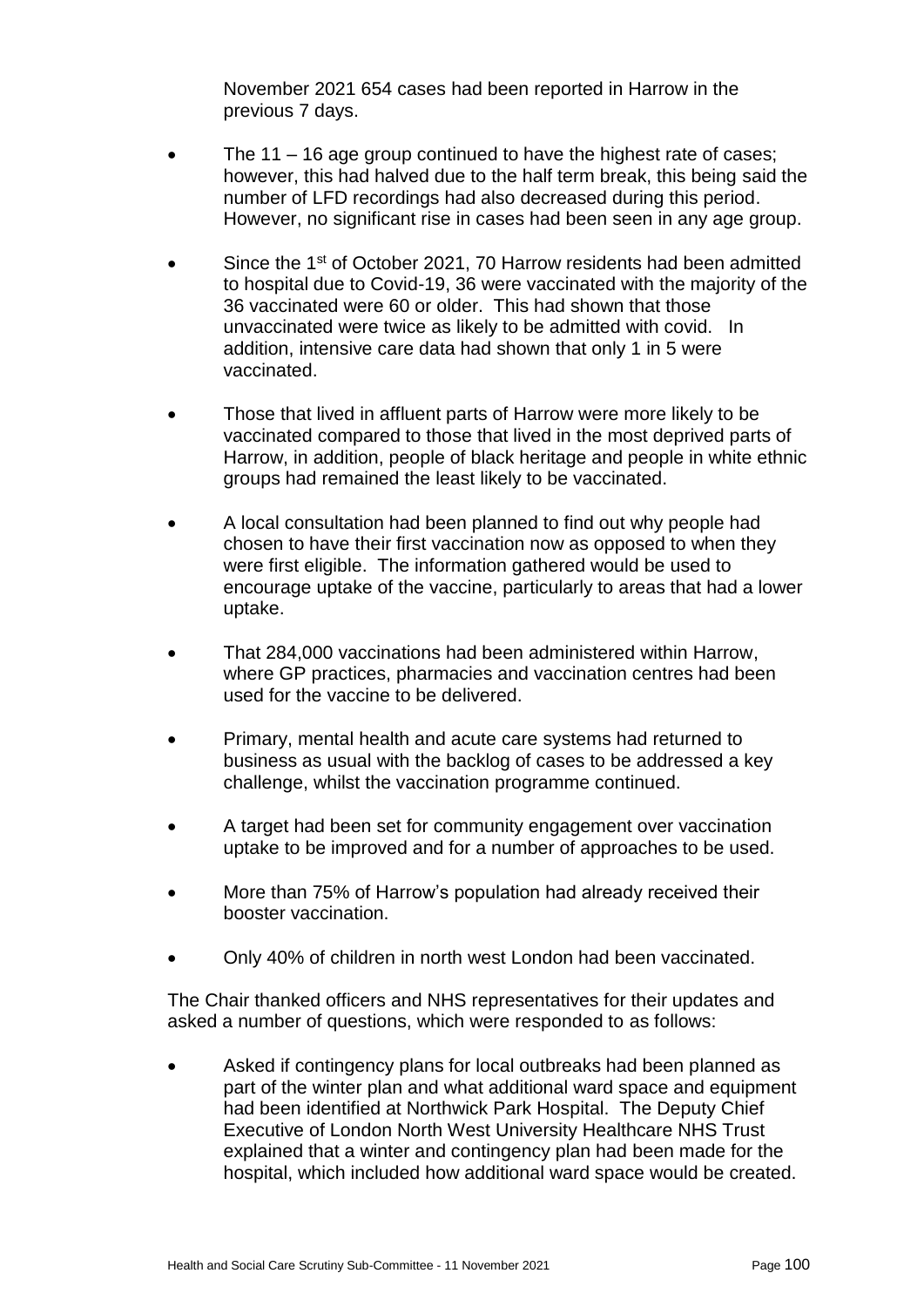November 2021 654 cases had been reported in Harrow in the previous 7 days.

- The 11 – 16 age group continued to have the highest rate of cases; however, this had halved due to the half term break, this being said the number of LFD recordings had also decreased during this period. However, no significant rise in cases had been seen in any age group.

- Since the 1st of October 2021, 70 Harrow residents had been admitted to hospital due to Covid-19, 36 were vaccinated with the majority of the 36 vaccinated were 60 or older. This had shown that those unvaccinated were twice as likely to be admitted with covid. In addition, intensive care data had shown that only 1 in 5 were vaccinated.

- Those that lived in affluent parts of Harrow were more likely to be vaccinated compared to those that lived in the most deprived parts of Harrow, in addition, people of black heritage and people in white ethnic groups had remained the least likely to be vaccinated.

- A local consultation had been planned to find out why people had chosen to have their first vaccination now as opposed to when they were first eligible. The information gathered would be used to encourage uptake of the vaccine, particularly to areas that had a lower uptake.

- That 284,000 vaccinations had been administered within Harrow, where GP practices, pharmacies and vaccination centres had been used for the vaccine to be delivered.

- Primary, mental health and acute care systems had returned to business as usual with the backlog of cases to be addressed a key challenge, whilst the vaccination programme continued.

- A target had been set for community engagement over vaccination uptake to be improved and for a number of approaches to be used.

- More than 75% of Harrow's population had already received their booster vaccination.

- Only 40% of children in north west London had been vaccinated.

The Chair thanked officers and NHS representatives for their updates and asked a number of questions, which were responded to as follows:

- Asked if contingency plans for local outbreaks had been planned as part of the winter plan and what additional ward space and equipment had been identified at Northwick Park Hospital. The Deputy Chief Executive of London North West University Healthcare NHS Trust explained that a winter and contingency plan had been made for the hospital, which included how additional ward space would be created.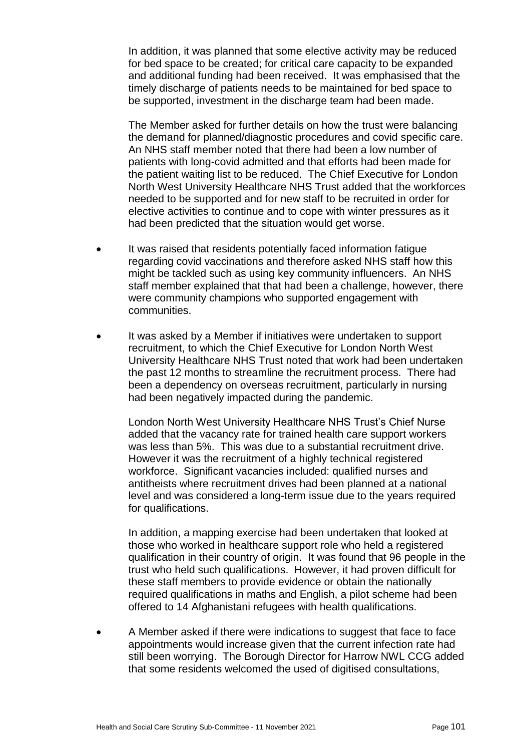In addition, it was planned that some elective activity may be reduced for bed space to be created; for critical care capacity to be expanded and additional funding had been received. It was emphasised that the timely discharge of patients needs to be maintained for bed space to be supported, investment in the discharge team had been made.

The Member asked for further details on how the trust were balancing the demand for planned/diagnostic procedures and covid specific care. An NHS staff member noted that there had been a low number of patients with long-covid admitted and that efforts had been made for the patient waiting list to be reduced. The Chief Executive for London North West University Healthcare NHS Trust added that the workforces needed to be supported and for new staff to be recruited in order for elective activities to continue and to cope with winter pressures as it had been predicted that the situation would get worse.

- It was raised that residents potentially faced information fatigue regarding covid vaccinations and therefore asked NHS staff how this might be tackled such as using key community influencers. An NHS staff member explained that that had been a challenge, however, there were community champions who supported engagement with communities.

- It was asked by a Member if initiatives were undertaken to support recruitment, to which the Chief Executive for London North West University Healthcare NHS Trust noted that work had been undertaken the past 12 months to streamline the recruitment process. There had been a dependency on overseas recruitment, particularly in nursing had been negatively impacted during the pandemic.

  London North West University Healthcare NHS Trust's Chief Nurse added that the vacancy rate for trained health care support workers was less than 5%. This was due to a substantial recruitment drive. However it was the recruitment of a highly technical registered workforce. Significant vacancies included: qualified nurses and antitheists where recruitment drives had been planned at a national level and was considered a long-term issue due to the years required for qualifications.

  In addition, a mapping exercise had been undertaken that looked at those who worked in healthcare support role who held a registered qualification in their country of origin. It was found that 96 people in the trust who held such qualifications. However, it had proven difficult for these staff members to provide evidence or obtain the nationally required qualifications in maths and English, a pilot scheme had been offered to 14 Afghanistani refugees with health qualifications.

- A Member asked if there were indications to suggest that face to face appointments would increase given that the current infection rate had still been worrying. The Borough Director for Harrow NWL CCG added that some residents welcomed the used of digitised consultations,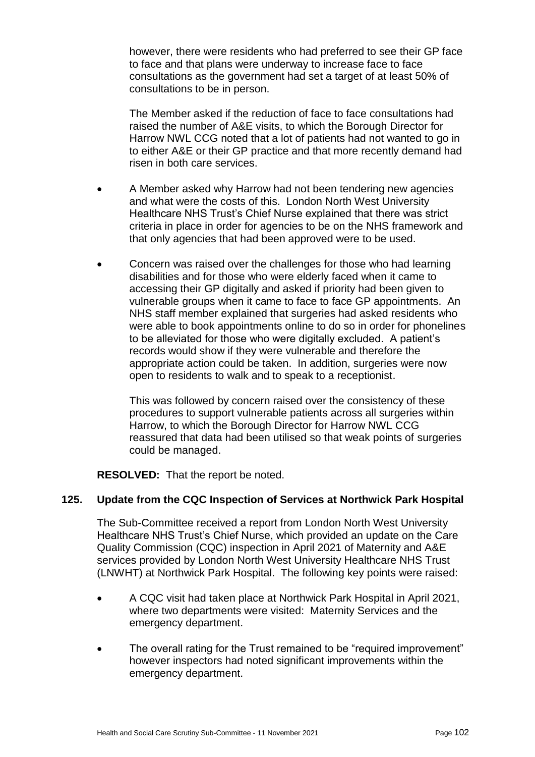however, there were residents who had preferred to see their GP face to face and that plans were underway to increase face to face consultations as the government had set a target of at least 50% of consultations to be in person.

The Member asked if the reduction of face to face consultations had raised the number of A&E visits, to which the Borough Director for Harrow NWL CCG noted that a lot of patients had not wanted to go in to either A&E or their GP practice and that more recently demand had risen in both care services.

- A Member asked why Harrow had not been tendering new agencies and what were the costs of this. London North West University Healthcare NHS Trust's Chief Nurse explained that there was strict criteria in place in order for agencies to be on the NHS framework and that only agencies that had been approved were to be used.

- Concern was raised over the challenges for those who had learning disabilities and for those who were elderly faced when it came to accessing their GP digitally and asked if priority had been given to vulnerable groups when it came to face to face GP appointments. An NHS staff member explained that surgeries had asked residents who were able to book appointments online to do so in order for phonelines to be alleviated for those who were digitally excluded. A patient's records would show if they were vulnerable and therefore the appropriate action could be taken. In addition, surgeries were now open to residents to walk and to speak to a receptionist.

  This was followed by concern raised over the consistency of these procedures to support vulnerable patients across all surgeries within Harrow, to which the Borough Director for Harrow NWL CCG reassured that data had been utilised so that weak points of surgeries could be managed.

**RESOLVED:** That the report be noted.

## 125. Update from the CQC Inspection of Services at Northwick Park Hospital

The Sub-Committee received a report from London North West University Healthcare NHS Trust's Chief Nurse, which provided an update on the Care Quality Commission (CQC) inspection in April 2021 of Maternity and A&E services provided by London North West University Healthcare NHS Trust (LNWHT) at Northwick Park Hospital. The following key points were raised:

- A CQC visit had taken place at Northwick Park Hospital in April 2021, where two departments were visited: Maternity Services and the emergency department.

- The overall rating for the Trust remained to be "required improvement" however inspectors had noted significant improvements within the emergency department.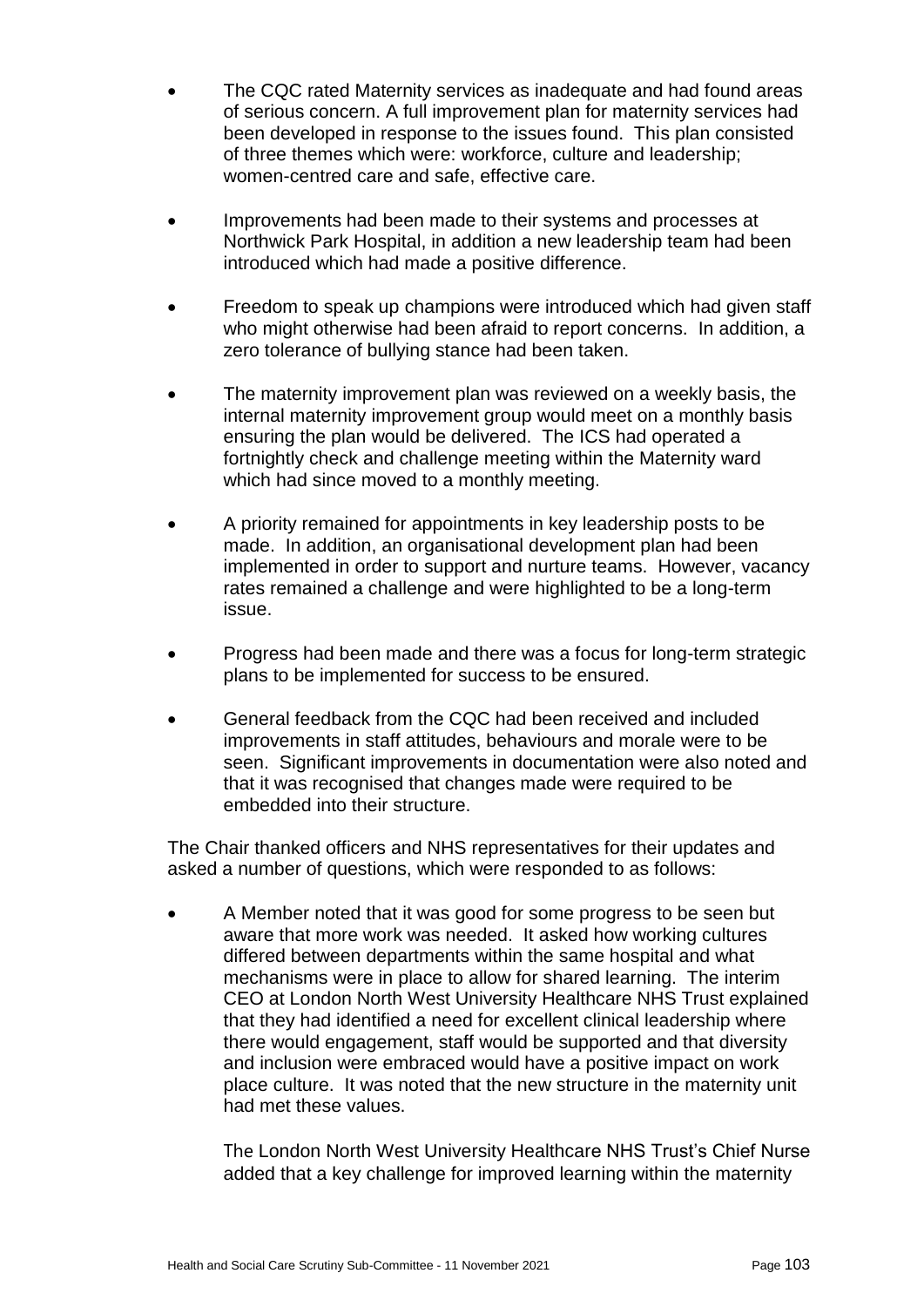- The CQC rated Maternity services as inadequate and had found areas of serious concern. A full improvement plan for maternity services had been developed in response to the issues found. This plan consisted of three themes which were: workforce, culture and leadership; women-centred care and safe, effective care.

- Improvements had been made to their systems and processes at Northwick Park Hospital, in addition a new leadership team had been introduced which had made a positive difference.

- Freedom to speak up champions were introduced which had given staff who might otherwise had been afraid to report concerns. In addition, a zero tolerance of bullying stance had been taken.

- The maternity improvement plan was reviewed on a weekly basis, the internal maternity improvement group would meet on a monthly basis ensuring the plan would be delivered. The ICS had operated a fortnightly check and challenge meeting within the Maternity ward which had since moved to a monthly meeting.

- A priority remained for appointments in key leadership posts to be made. In addition, an organisational development plan had been implemented in order to support and nurture teams. However, vacancy rates remained a challenge and were highlighted to be a long-term issue.

- Progress had been made and there was a focus for long-term strategic plans to be implemented for success to be ensured.

- General feedback from the CQC had been received and included improvements in staff attitudes, behaviours and morale were to be seen. Significant improvements in documentation were also noted and that it was recognised that changes made were required to be embedded into their structure.

The Chair thanked officers and NHS representatives for their updates and asked a number of questions, which were responded to as follows:

- A Member noted that it was good for some progress to be seen but aware that more work was needed. It asked how working cultures differed between departments within the same hospital and what mechanisms were in place to allow for shared learning. The interim CEO at London North West University Healthcare NHS Trust explained that they had identified a need for excellent clinical leadership where there would engagement, staff would be supported and that diversity and inclusion were embraced would have a positive impact on work place culture. It was noted that the new structure in the maternity unit had met these values.

  The London North West University Healthcare NHS Trust's Chief Nurse added that a key challenge for improved learning within the maternity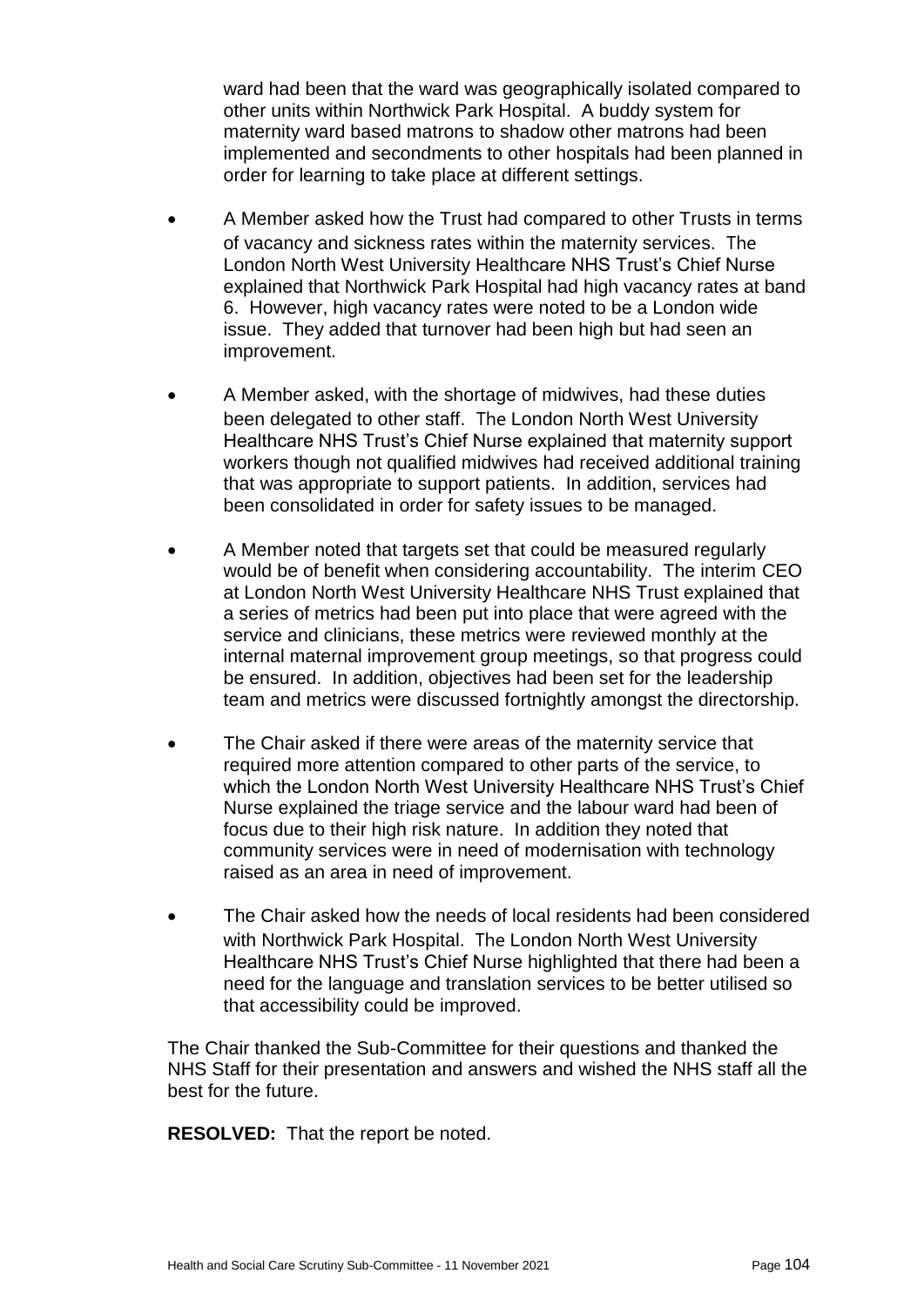ward had been that the ward was geographically isolated compared to other units within Northwick Park Hospital. A buddy system for maternity ward based matrons to shadow other matrons had been implemented and secondments to other hospitals had been planned in order for learning to take place at different settings.

- A Member asked how the Trust had compared to other Trusts in terms of vacancy and sickness rates within the maternity services. The London North West University Healthcare NHS Trust's Chief Nurse explained that Northwick Park Hospital had high vacancy rates at band 6. However, high vacancy rates were noted to be a London wide issue. They added that turnover had been high but had seen an improvement.

- A Member asked, with the shortage of midwives, had these duties been delegated to other staff. The London North West University Healthcare NHS Trust's Chief Nurse explained that maternity support workers though not qualified midwives had received additional training that was appropriate to support patients. In addition, services had been consolidated in order for safety issues to be managed.

- A Member noted that targets set that could be measured regularly would be of benefit when considering accountability. The interim CEO at London North West University Healthcare NHS Trust explained that a series of metrics had been put into place that were agreed with the service and clinicians, these metrics were reviewed monthly at the internal maternal improvement group meetings, so that progress could be ensured. In addition, objectives had been set for the leadership team and metrics were discussed fortnightly amongst the directorship.

- The Chair asked if there were areas of the maternity service that required more attention compared to other parts of the service, to which the London North West University Healthcare NHS Trust's Chief Nurse explained the triage service and the labour ward had been of focus due to their high risk nature. In addition they noted that community services were in need of modernisation with technology raised as an area in need of improvement.

- The Chair asked how the needs of local residents had been considered with Northwick Park Hospital. The London North West University Healthcare NHS Trust's Chief Nurse highlighted that there had been a need for the language and translation services to be better utilised so that accessibility could be improved.

The Chair thanked the Sub-Committee for their questions and thanked the NHS Staff for their presentation and answers and wished the NHS staff all the best for the future.

**RESOLVED:** That the report be noted.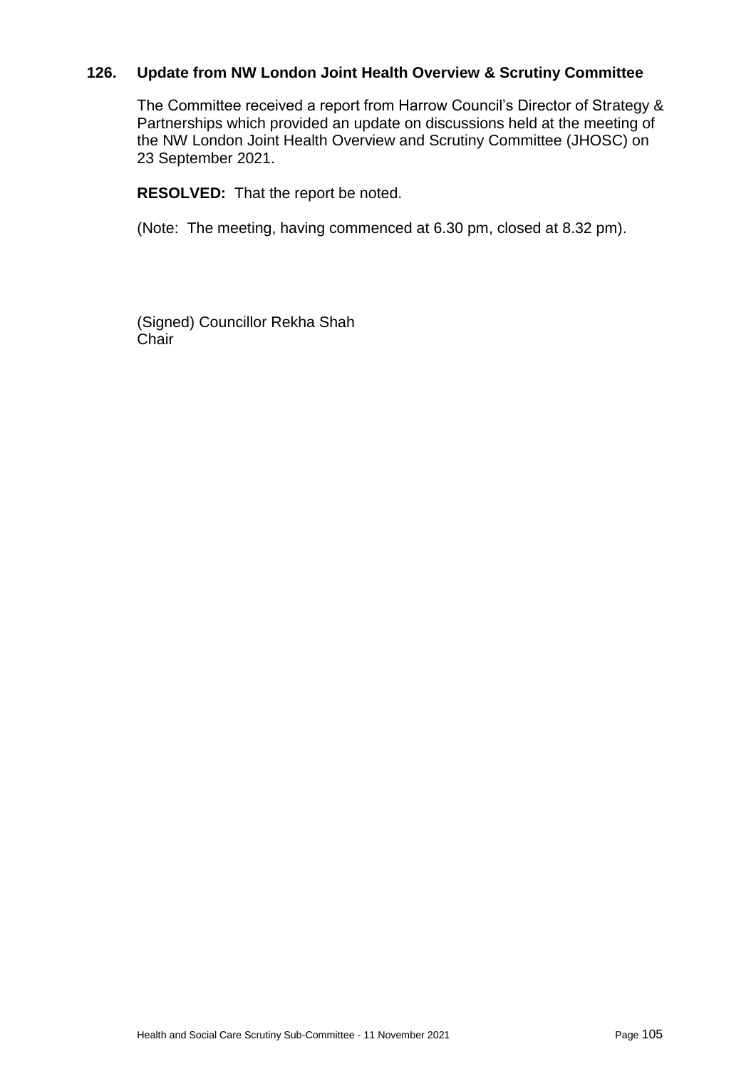### 126. Update from NW London Joint Health Overview & Scrutiny Committee

The Committee received a report from Harrow Council's Director of Strategy & Partnerships which provided an update on discussions held at the meeting of the NW London Joint Health Overview and Scrutiny Committee (JHOSC) on 23 September 2021.

**RESOLVED:** That the report be noted.

(Note: The meeting, having commenced at 6.30 pm, closed at 8.32 pm).

(Signed) Councillor Rekha Shah
Chair